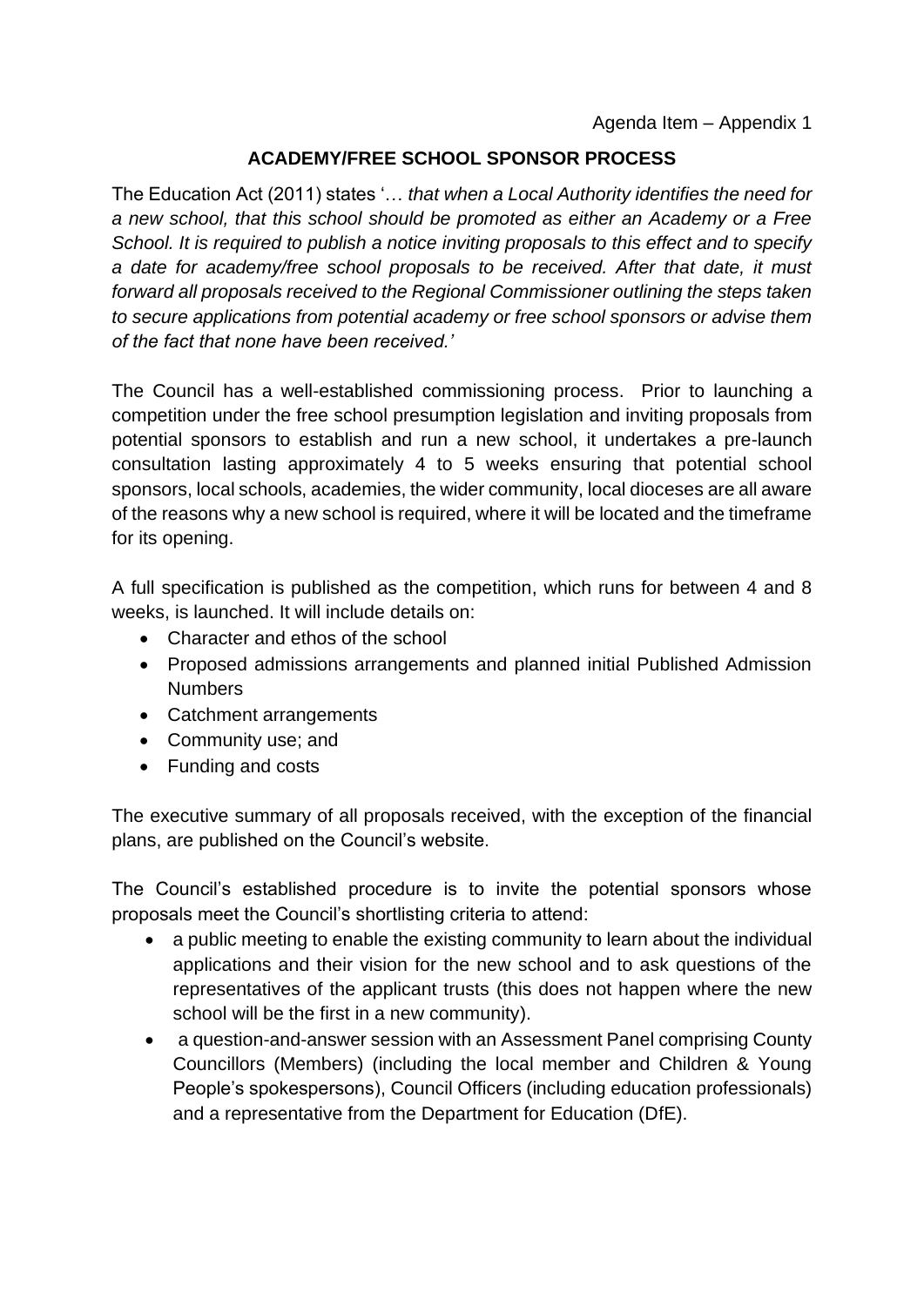Agenda Item – Appendix 1

## ACADEMY/FREE SCHOOL SPONSOR PROCESS

The Education Act (2011) states '… *that when a Local Authority identifies the need for a new school, that this school should be promoted as either an Academy or a Free School. It is required to publish a notice inviting proposals to this effect and to specify a date for academy/free school proposals to be received. After that date, it must forward all proposals received to the Regional Commissioner outlining the steps taken to secure applications from potential academy or free school sponsors or advise them of the fact that none have been received.*'

The Council has a well-established commissioning process. Prior to launching a competition under the free school presumption legislation and inviting proposals from potential sponsors to establish and run a new school, it undertakes a pre-launch consultation lasting approximately 4 to 5 weeks ensuring that potential school sponsors, local schools, academies, the wider community, local dioceses are all aware of the reasons why a new school is required, where it will be located and the timeframe for its opening.

A full specification is published as the competition, which runs for between 4 and 8 weeks, is launched. It will include details on:

- Character and ethos of the school
- Proposed admissions arrangements and planned initial Published Admission Numbers
- Catchment arrangements
- Community use; and
- Funding and costs

The executive summary of all proposals received, with the exception of the financial plans, are published on the Council's website.

The Council's established procedure is to invite the potential sponsors whose proposals meet the Council's shortlisting criteria to attend:

- a public meeting to enable the existing community to learn about the individual applications and their vision for the new school and to ask questions of the representatives of the applicant trusts (this does not happen where the new school will be the first in a new community).
- a question-and-answer session with an Assessment Panel comprising County Councillors (Members) (including the local member and Children & Young People's spokespersons), Council Officers (including education professionals) and a representative from the Department for Education (DfE).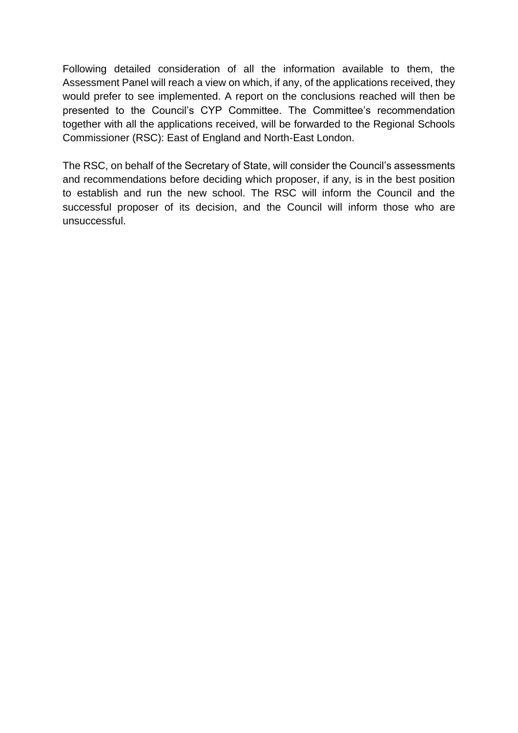Following detailed consideration of all the information available to them, the Assessment Panel will reach a view on which, if any, of the applications received, they would prefer to see implemented. A report on the conclusions reached will then be presented to the Council's CYP Committee. The Committee's recommendation together with all the applications received, will be forwarded to the Regional Schools Commissioner (RSC): East of England and North-East London.

The RSC, on behalf of the Secretary of State, will consider the Council's assessments and recommendations before deciding which proposer, if any, is in the best position to establish and run the new school. The RSC will inform the Council and the successful proposer of its decision, and the Council will inform those who are unsuccessful.